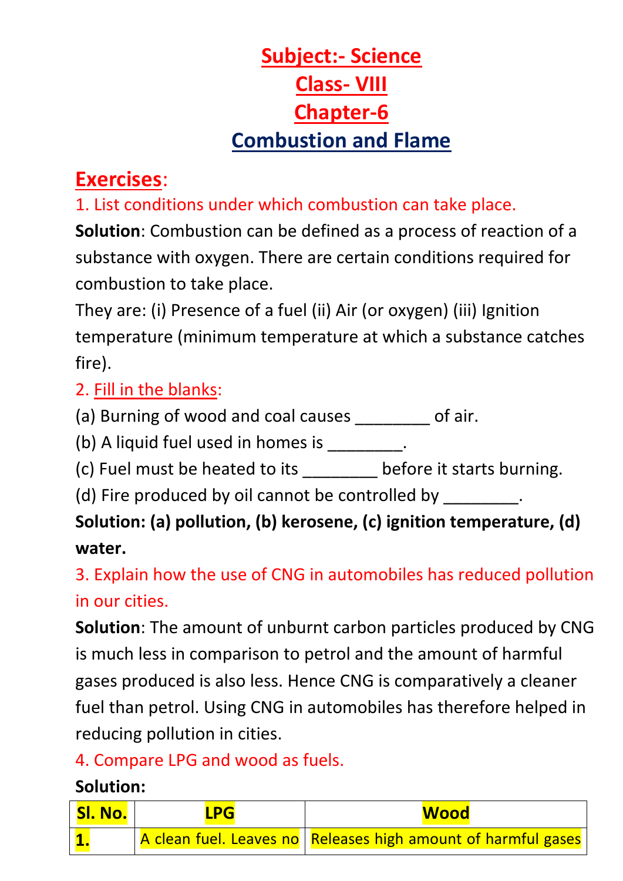# Subject:- Science
# Class- VIII
# Chapter-6
# Combustion and Flame

## Exercises:

1. List conditions under which combustion can take place.

**Solution**: Combustion can be defined as a process of reaction of a substance with oxygen. There are certain conditions required for combustion to take place.

They are: (i) Presence of a fuel (ii) Air (or oxygen) (iii) Ignition temperature (minimum temperature at which a substance catches fire).

2. Fill in the blanks:

(a) Burning of wood and coal causes ________ of air.

(b) A liquid fuel used in homes is ________.

(c) Fuel must be heated to its ________ before it starts burning.

(d) Fire produced by oil cannot be controlled by ________.

**Solution: (a) pollution, (b) kerosene, (c) ignition temperature, (d) water.**

3. Explain how the use of CNG in automobiles has reduced pollution in our cities.

**Solution**: The amount of unburnt carbon particles produced by CNG is much less in comparison to petrol and the amount of harmful gases produced is also less. Hence CNG is comparatively a cleaner fuel than petrol. Using CNG in automobiles has therefore helped in reducing pollution in cities.

4. Compare LPG and wood as fuels.

**Solution:**

| Sl. No. | LPG | Wood |
|---|---|---|
| 1. | A clean fuel. Leaves no | Releases high amount of harmful gases |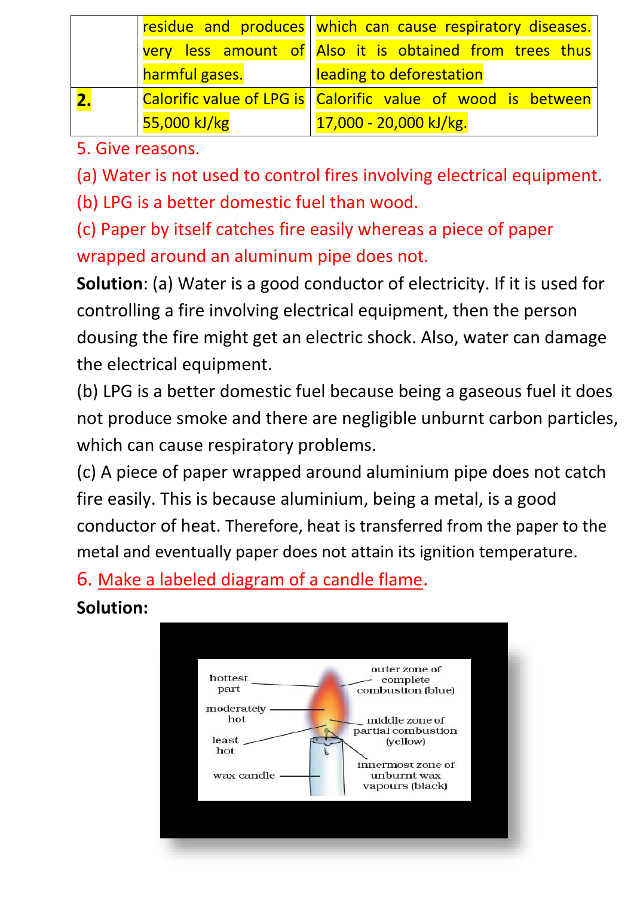|  | residue and produces very less amount of harmful gases. | which can cause respiratory diseases. Also it is obtained from trees thus leading to deforestation |
| --- | --- | --- |
| **2.** | Calorific value of LPG is 55,000 kJ/kg | Calorific value of wood is between 17,000 - 20,000 kJ/kg. |

5. Give reasons.

(a) Water is not used to control fires involving electrical equipment.

(b) LPG is a better domestic fuel than wood.

(c) Paper by itself catches fire easily whereas a piece of paper wrapped around an aluminum pipe does not.

**Solution**: (a) Water is a good conductor of electricity. If it is used for controlling a fire involving electrical equipment, then the person dousing the fire might get an electric shock. Also, water can damage the electrical equipment.

(b) LPG is a better domestic fuel because being a gaseous fuel it does not produce smoke and there are negligible unburnt carbon particles, which can cause respiratory problems.

(c) A piece of paper wrapped around aluminium pipe does not catch fire easily. This is because aluminium, being a metal, is a good conductor of heat. Therefore, heat is transferred from the paper to the metal and eventually paper does not attain its ignition temperature.

6. Make a labeled diagram of a candle flame.

**Solution:**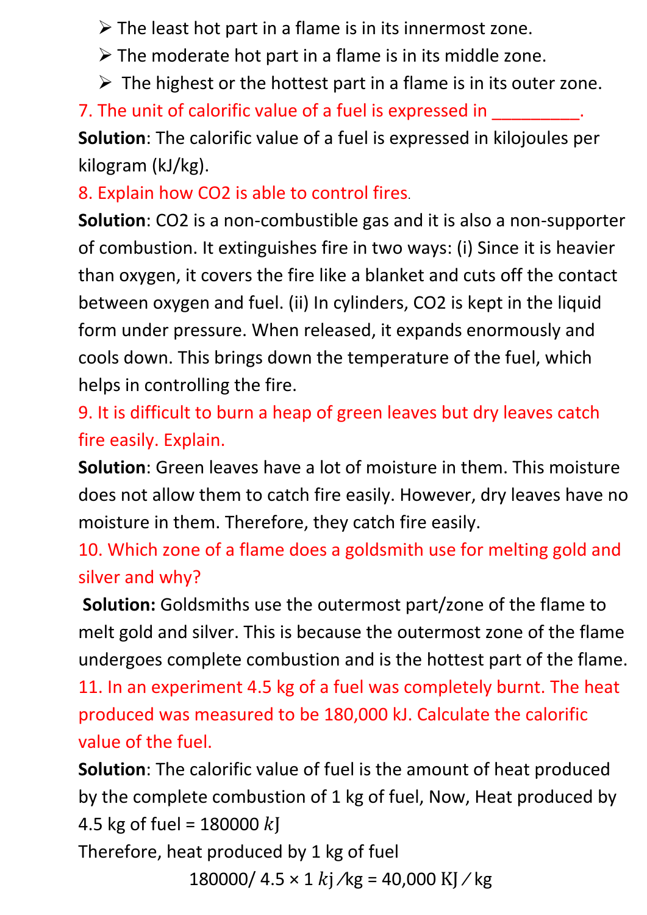- The least hot part in a flame is in its innermost zone.
- The moderate hot part in a flame is in its middle zone.
- The highest or the hottest part in a flame is in its outer zone.

7. The unit of calorific value of a fuel is expressed in _________.

**Solution**: The calorific value of a fuel is expressed in kilojoules per kilogram (kJ/kg).

8. Explain how $CO_2$ is able to control fires.

**Solution**: $CO_2$ is a non-combustible gas and it is also a non-supporter of combustion. It extinguishes fire in two ways: (i) Since it is heavier than oxygen, it covers the fire like a blanket and cuts off the contact between oxygen and fuel. (ii) In cylinders, $CO_2$ is kept in the liquid form under pressure. When released, it expands enormously and cools down. This brings down the temperature of the fuel, which helps in controlling the fire.

9. It is difficult to burn a heap of green leaves but dry leaves catch fire easily. Explain.

**Solution**: Green leaves have a lot of moisture in them. This moisture does not allow them to catch fire easily. However, dry leaves have no moisture in them. Therefore, they catch fire easily.

10. Which zone of a flame does a goldsmith use for melting gold and silver and why?

**Solution:** Goldsmiths use the outermost part/zone of the flame to melt gold and silver. This is because the outermost zone of the flame undergoes complete combustion and is the hottest part of the flame.

11. In an experiment 4.5 kg of a fuel was completely burnt. The heat produced was measured to be 180,000 kJ. Calculate the calorific value of the fuel.

**Solution**: The calorific value of fuel is the amount of heat produced by the complete combustion of 1 kg of fuel, Now, Heat produced by 4.5 kg of fuel = 180000 $k$J

Therefore, heat produced by 1 kg of fuel

$$180000/4.5 \times 1 \ kj/kg = 40{,}000 \ KJ/kg$$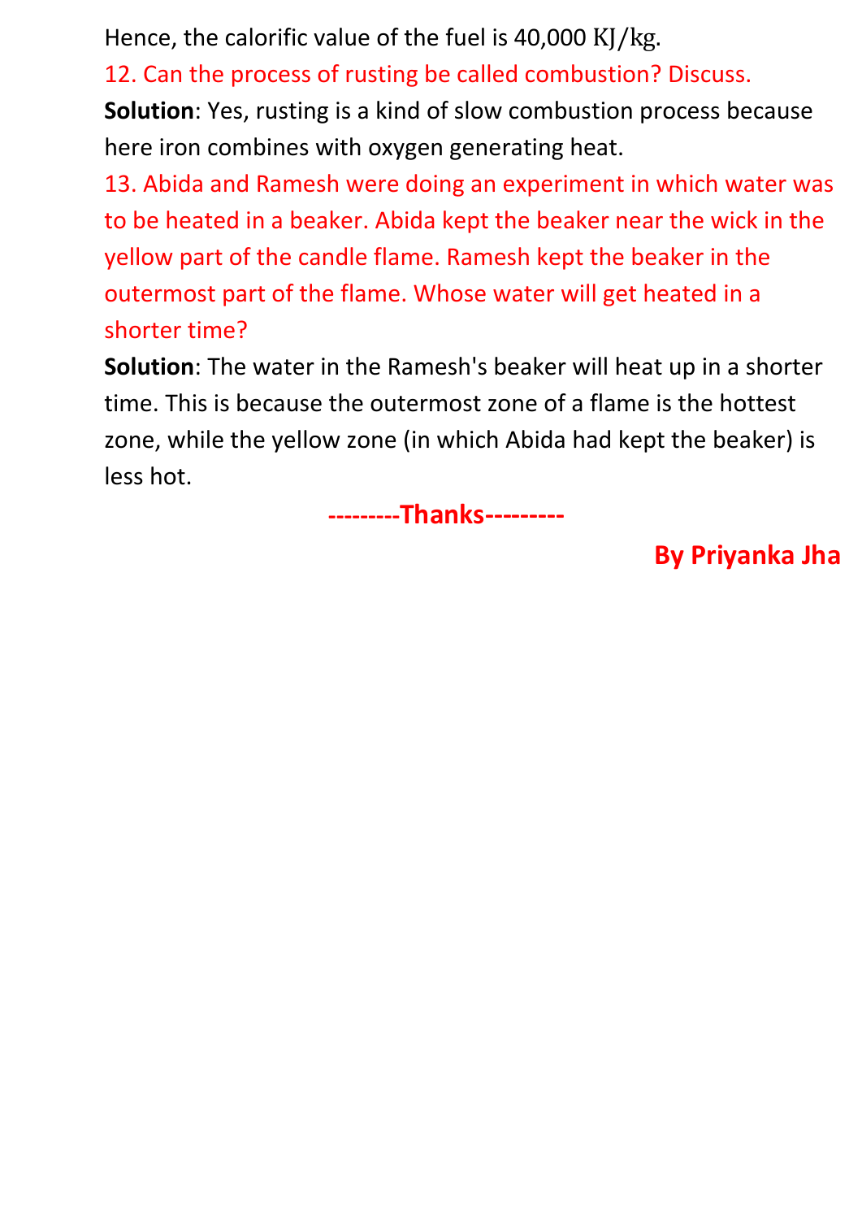Hence, the calorific value of the fuel is 40,000 $\mathrm{KJ/kg}$.

12. Can the process of rusting be called combustion? Discuss.

**Solution**: Yes, rusting is a kind of slow combustion process because here iron combines with oxygen generating heat.

13. Abida and Ramesh were doing an experiment in which water was to be heated in a beaker. Abida kept the beaker near the wick in the yellow part of the candle flame. Ramesh kept the beaker in the outermost part of the flame. Whose water will get heated in a shorter time?

**Solution**: The water in the Ramesh's beaker will heat up in a shorter time. This is because the outermost zone of a flame is the hottest zone, while the yellow zone (in which Abida had kept the beaker) is less hot.

**---------Thanks---------**

**By Priyanka Jha**